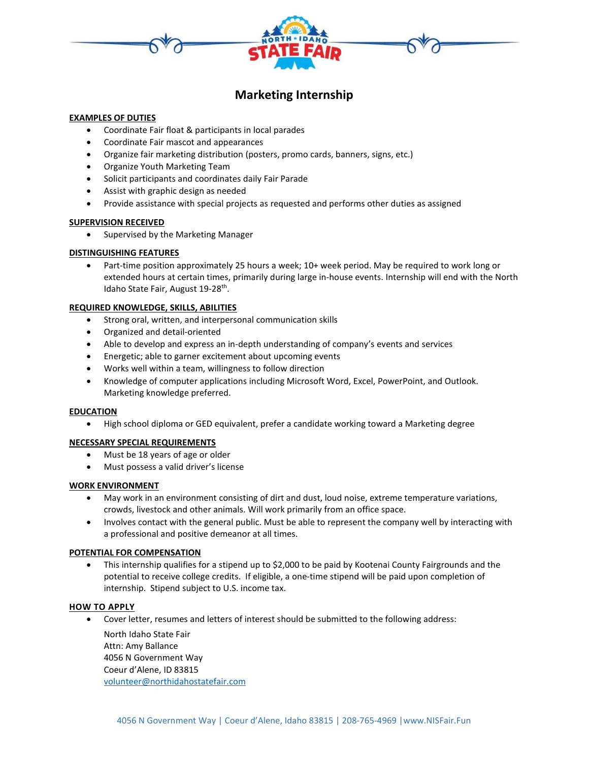# Marketing Internship

## EXAMPLES OF DUTIES

- Coordinate Fair float & participants in local parades
- Coordinate Fair mascot and appearances
- Organize fair marketing distribution (posters, promo cards, banners, signs, etc.)
- Organize Youth Marketing Team
- Solicit participants and coordinates daily Fair Parade
- Assist with graphic design as needed
- Provide assistance with special projects as requested and performs other duties as assigned

## SUPERVISION RECEIVED

- Supervised by the Marketing Manager

## DISTINGUISHING FEATURES

- Part-time position approximately 25 hours a week; 10+ week period. May be required to work long or extended hours at certain times, primarily during large in-house events. Internship will end with the North Idaho State Fair, August 19-28th.

## REQUIRED KNOWLEDGE, SKILLS, ABILITIES

- Strong oral, written, and interpersonal communication skills
- Organized and detail-oriented
- Able to develop and express an in-depth understanding of company's events and services
- Energetic; able to garner excitement about upcoming events
- Works well within a team, willingness to follow direction
- Knowledge of computer applications including Microsoft Word, Excel, PowerPoint, and Outlook. Marketing knowledge preferred.

## EDUCATION

- High school diploma or GED equivalent, prefer a candidate working toward a Marketing degree

## NECESSARY SPECIAL REQUIREMENTS

- Must be 18 years of age or older
- Must possess a valid driver's license

## WORK ENVIRONMENT

- May work in an environment consisting of dirt and dust, loud noise, extreme temperature variations, crowds, livestock and other animals. Will work primarily from an office space.
- Involves contact with the general public. Must be able to represent the company well by interacting with a professional and positive demeanor at all times.

## POTENTIAL FOR COMPENSATION

- This internship qualifies for a stipend up to $2,000 to be paid by Kootenai County Fairgrounds and the potential to receive college credits. If eligible, a one-time stipend will be paid upon completion of internship. Stipend subject to U.S. income tax.

## HOW TO APPLY

- Cover letter, resumes and letters of interest should be submitted to the following address:

  North Idaho State Fair
  Attn: Amy Ballance
  4056 N Government Way
  Coeur d'Alene, ID 83815
  volunteer@northidahostatefair.com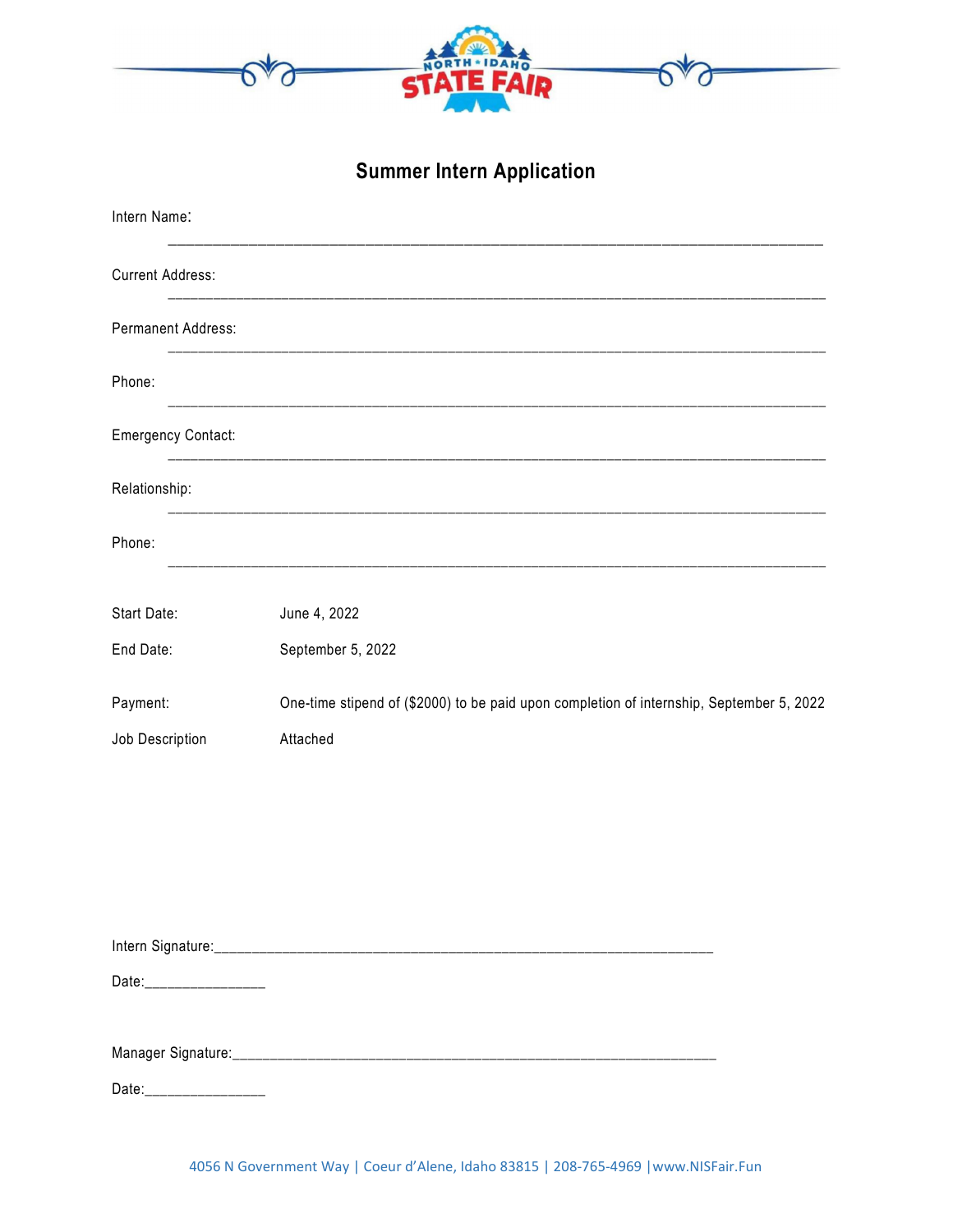# Summer Intern Application

Intern Name: ____________________________________________________________________________

Current Address: ____________________________________________________________________________

Permanent Address: ____________________________________________________________________________

Phone: ____________________________________________________________________________

Emergency Contact: ____________________________________________________________________________

Relationship: ____________________________________________________________________________

Phone: ____________________________________________________________________________

| | |
|---|---|
| Start Date: | June 4, 2022 |
| End Date: | September 5, 2022 |
| Payment: | One-time stipend of ($2000) to be paid upon completion of internship, September 5, 2022 |
| Job Description | Attached |

Intern Signature:_______________________________________________________________

Date:_______________

Manager Signature:_______________________________________________________________

Date:_______________